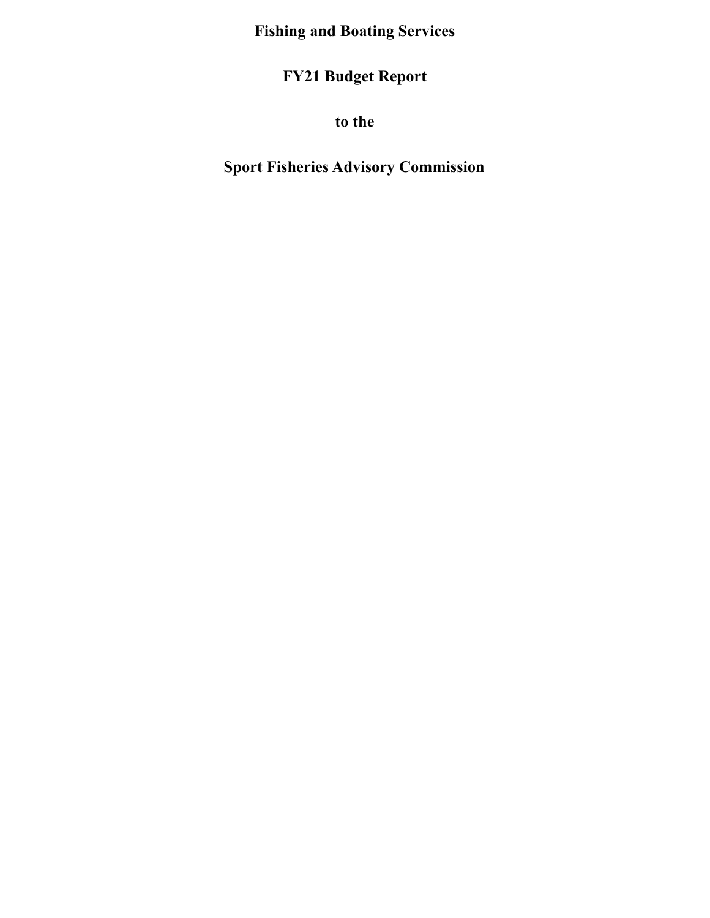# Fishing and Boating Services

# FY21 Budget Report

# to the

# Sport Fisheries Advisory Commission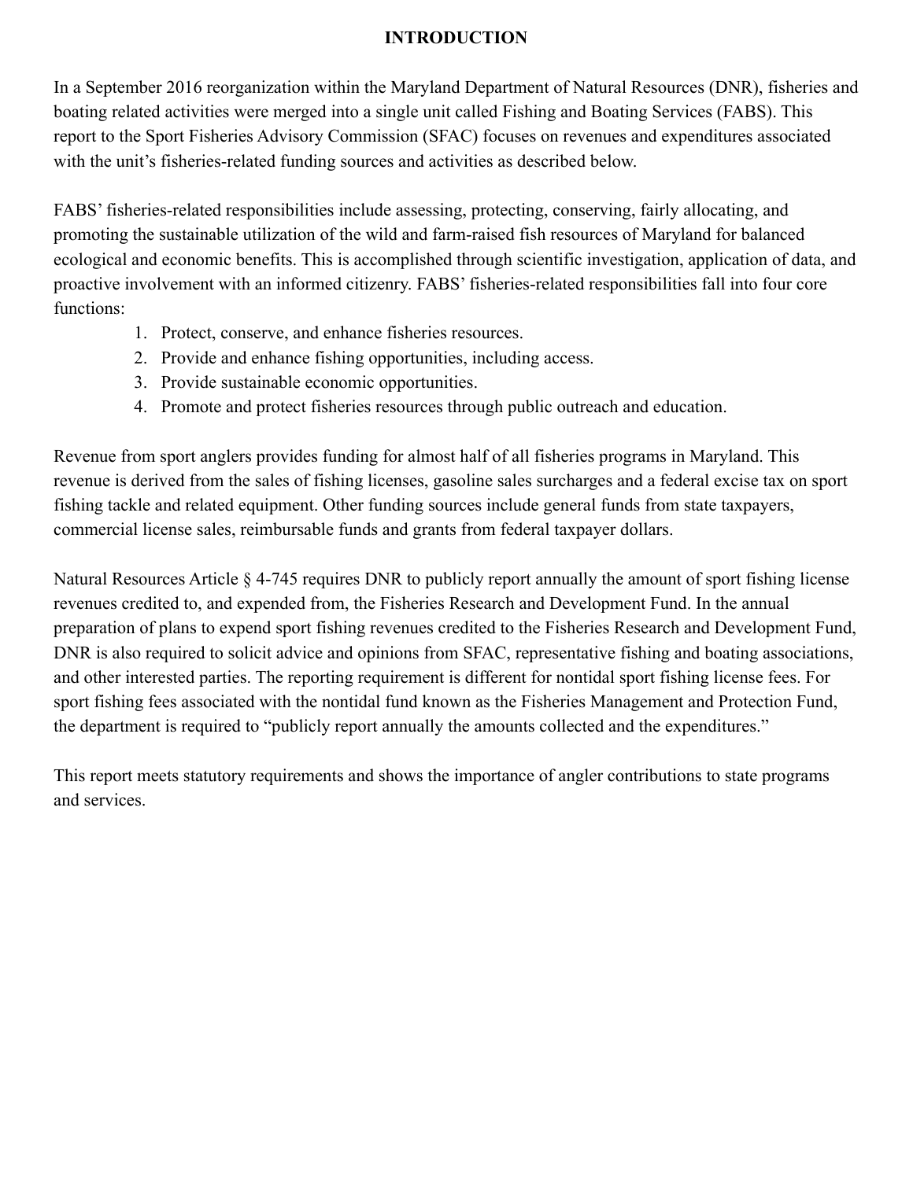# INTRODUCTION

In a September 2016 reorganization within the Maryland Department of Natural Resources (DNR), fisheries and boating related activities were merged into a single unit called Fishing and Boating Services (FABS). This report to the Sport Fisheries Advisory Commission (SFAC) focuses on revenues and expenditures associated with the unit's fisheries-related funding sources and activities as described below.

FABS' fisheries-related responsibilities include assessing, protecting, conserving, fairly allocating, and promoting the sustainable utilization of the wild and farm-raised fish resources of Maryland for balanced ecological and economic benefits. This is accomplished through scientific investigation, application of data, and proactive involvement with an informed citizenry. FABS' fisheries-related responsibilities fall into four core functions:

1. Protect, conserve, and enhance fisheries resources.
2. Provide and enhance fishing opportunities, including access.
3. Provide sustainable economic opportunities.
4. Promote and protect fisheries resources through public outreach and education.

Revenue from sport anglers provides funding for almost half of all fisheries programs in Maryland. This revenue is derived from the sales of fishing licenses, gasoline sales surcharges and a federal excise tax on sport fishing tackle and related equipment. Other funding sources include general funds from state taxpayers, commercial license sales, reimbursable funds and grants from federal taxpayer dollars.

Natural Resources Article § 4-745 requires DNR to publicly report annually the amount of sport fishing license revenues credited to, and expended from, the Fisheries Research and Development Fund. In the annual preparation of plans to expend sport fishing revenues credited to the Fisheries Research and Development Fund, DNR is also required to solicit advice and opinions from SFAC, representative fishing and boating associations, and other interested parties. The reporting requirement is different for nontidal sport fishing license fees. For sport fishing fees associated with the nontidal fund known as the Fisheries Management and Protection Fund, the department is required to "publicly report annually the amounts collected and the expenditures."

This report meets statutory requirements and shows the importance of angler contributions to state programs and services.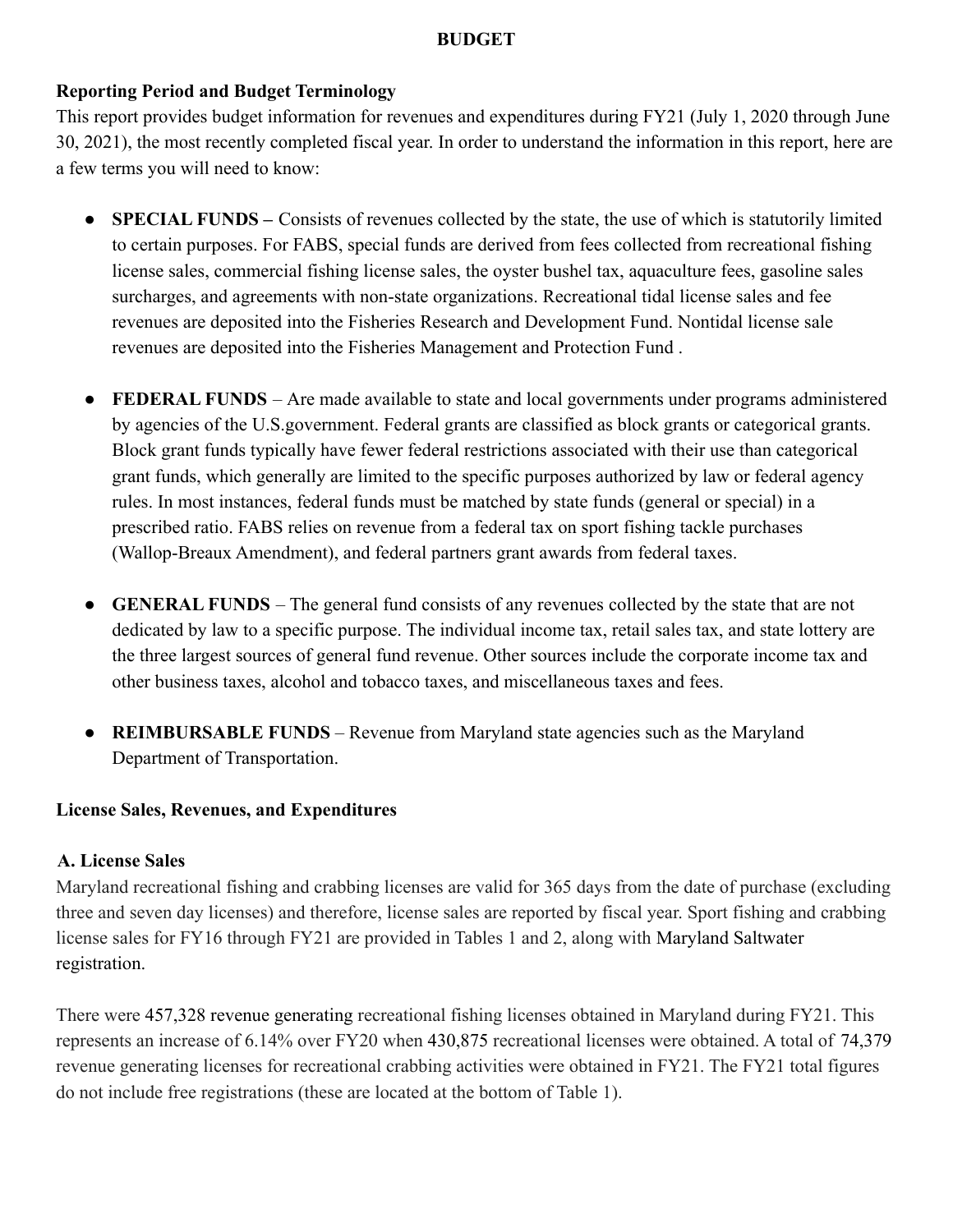## BUDGET

### Reporting Period and Budget Terminology

This report provides budget information for revenues and expenditures during FY21 (July 1, 2020 through June 30, 2021), the most recently completed fiscal year. In order to understand the information in this report, here are a few terms you will need to know:

- **SPECIAL FUNDS –** Consists of revenues collected by the state, the use of which is statutorily limited to certain purposes. For FABS, special funds are derived from fees collected from recreational fishing license sales, commercial fishing license sales, the oyster bushel tax, aquaculture fees, gasoline sales surcharges, and agreements with non-state organizations. Recreational tidal license sales and fee revenues are deposited into the Fisheries Research and Development Fund. Nontidal license sale revenues are deposited into the Fisheries Management and Protection Fund .

- **FEDERAL FUNDS** – Are made available to state and local governments under programs administered by agencies of the U.S.government. Federal grants are classified as block grants or categorical grants. Block grant funds typically have fewer federal restrictions associated with their use than categorical grant funds, which generally are limited to the specific purposes authorized by law or federal agency rules. In most instances, federal funds must be matched by state funds (general or special) in a prescribed ratio. FABS relies on revenue from a federal tax on sport fishing tackle purchases (Wallop-Breaux Amendment), and federal partners grant awards from federal taxes.

- **GENERAL FUNDS** – The general fund consists of any revenues collected by the state that are not dedicated by law to a specific purpose. The individual income tax, retail sales tax, and state lottery are the three largest sources of general fund revenue. Other sources include the corporate income tax and other business taxes, alcohol and tobacco taxes, and miscellaneous taxes and fees.

- **REIMBURSABLE FUNDS** – Revenue from Maryland state agencies such as the Maryland Department of Transportation.

### License Sales, Revenues, and Expenditures

#### A. License Sales

Maryland recreational fishing and crabbing licenses are valid for 365 days from the date of purchase (excluding three and seven day licenses) and therefore, license sales are reported by fiscal year. Sport fishing and crabbing license sales for FY16 through FY21 are provided in Tables 1 and 2, along with Maryland Saltwater registration.

There were 457,328 revenue generating recreational fishing licenses obtained in Maryland during FY21. This represents an increase of 6.14% over FY20 when 430,875 recreational licenses were obtained. A total of 74,379 revenue generating licenses for recreational crabbing activities were obtained in FY21. The FY21 total figures do not include free registrations (these are located at the bottom of Table 1).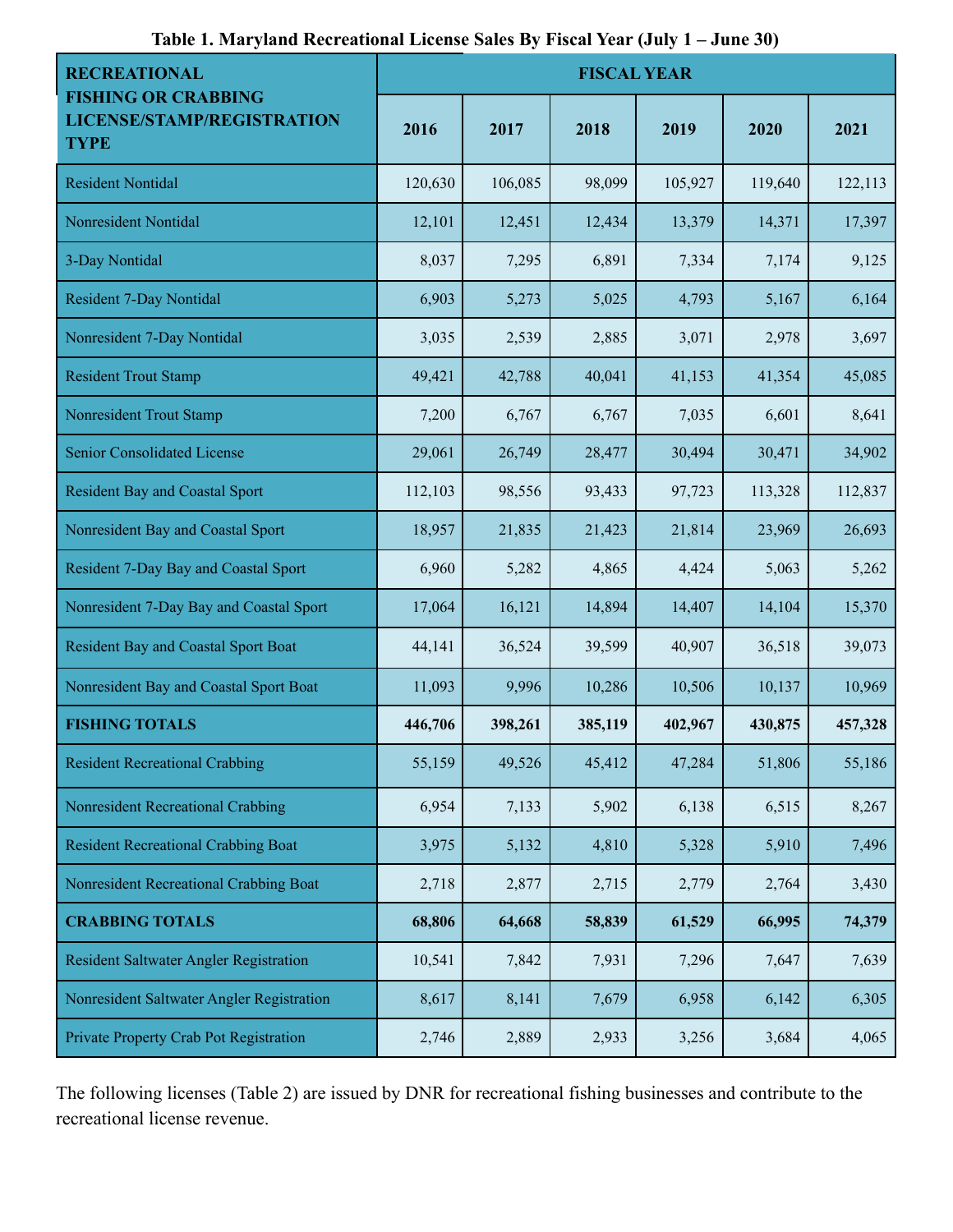**Table 1. Maryland Recreational License Sales By Fiscal Year (July 1 – June 30)**

| RECREATIONAL FISHING OR CRABBING LICENSE/STAMP/REGISTRATION TYPE | FISCAL YEAR | | | | | |
|---|---|---|---|---|---|---|
| | 2016 | 2017 | 2018 | 2019 | 2020 | 2021 |
| Resident Nontidal | 120,630 | 106,085 | 98,099 | 105,927 | 119,640 | 122,113 |
| Nonresident Nontidal | 12,101 | 12,451 | 12,434 | 13,379 | 14,371 | 17,397 |
| 3-Day Nontidal | 8,037 | 7,295 | 6,891 | 7,334 | 7,174 | 9,125 |
| Resident 7-Day Nontidal | 6,903 | 5,273 | 5,025 | 4,793 | 5,167 | 6,164 |
| Nonresident 7-Day Nontidal | 3,035 | 2,539 | 2,885 | 3,071 | 2,978 | 3,697 |
| Resident Trout Stamp | 49,421 | 42,788 | 40,041 | 41,153 | 41,354 | 45,085 |
| Nonresident Trout Stamp | 7,200 | 6,767 | 6,767 | 7,035 | 6,601 | 8,641 |
| Senior Consolidated License | 29,061 | 26,749 | 28,477 | 30,494 | 30,471 | 34,902 |
| Resident Bay and Coastal Sport | 112,103 | 98,556 | 93,433 | 97,723 | 113,328 | 112,837 |
| Nonresident Bay and Coastal Sport | 18,957 | 21,835 | 21,423 | 21,814 | 23,969 | 26,693 |
| Resident 7-Day Bay and Coastal Sport | 6,960 | 5,282 | 4,865 | 4,424 | 5,063 | 5,262 |
| Nonresident 7-Day Bay and Coastal Sport | 17,064 | 16,121 | 14,894 | 14,407 | 14,104 | 15,370 |
| Resident Bay and Coastal Sport Boat | 44,141 | 36,524 | 39,599 | 40,907 | 36,518 | 39,073 |
| Nonresident Bay and Coastal Sport Boat | 11,093 | 9,996 | 10,286 | 10,506 | 10,137 | 10,969 |
| **FISHING TOTALS** | **446,706** | **398,261** | **385,119** | **402,967** | **430,875** | **457,328** |
| Resident Recreational Crabbing | 55,159 | 49,526 | 45,412 | 47,284 | 51,806 | 55,186 |
| Nonresident Recreational Crabbing | 6,954 | 7,133 | 5,902 | 6,138 | 6,515 | 8,267 |
| Resident Recreational Crabbing Boat | 3,975 | 5,132 | 4,810 | 5,328 | 5,910 | 7,496 |
| Nonresident Recreational Crabbing Boat | 2,718 | 2,877 | 2,715 | 2,779 | 2,764 | 3,430 |
| **CRABBING TOTALS** | **68,806** | **64,668** | **58,839** | **61,529** | **66,995** | **74,379** |
| Resident Saltwater Angler Registration | 10,541 | 7,842 | 7,931 | 7,296 | 7,647 | 7,639 |
| Nonresident Saltwater Angler Registration | 8,617 | 8,141 | 7,679 | 6,958 | 6,142 | 6,305 |
| Private Property Crab Pot Registration | 2,746 | 2,889 | 2,933 | 3,256 | 3,684 | 4,065 |

The following licenses (Table 2) are issued by DNR for recreational fishing businesses and contribute to the recreational license revenue.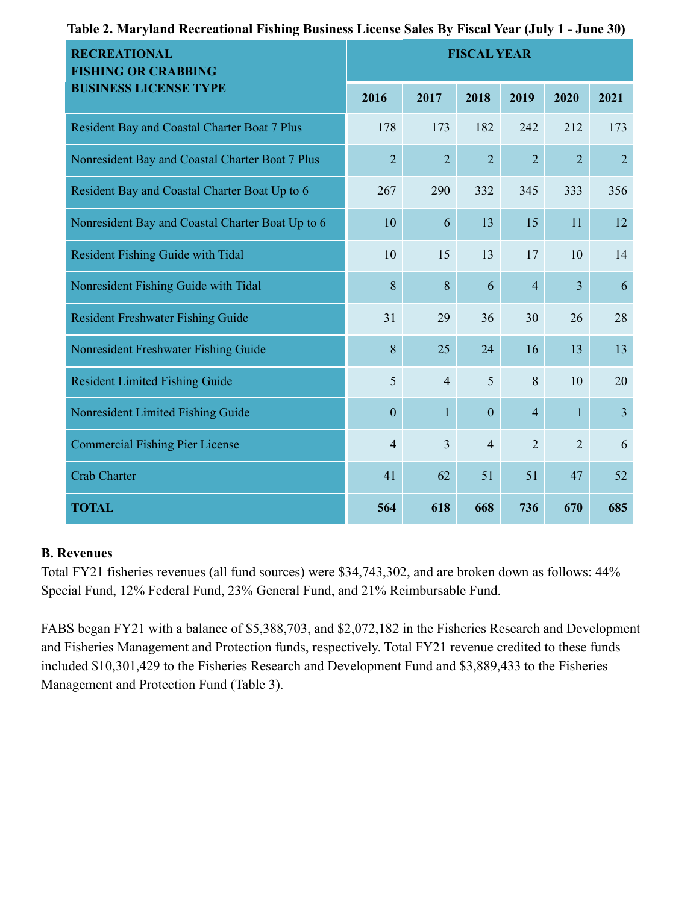**Table 2. Maryland Recreational Fishing Business License Sales By Fiscal Year (July 1 - June 30)**

| RECREATIONAL FISHING OR CRABBING BUSINESS LICENSE TYPE | FISCAL YEAR | | | | | |
|---|---|---|---|---|---|---|
| | 2016 | 2017 | 2018 | 2019 | 2020 | 2021 |
| Resident Bay and Coastal Charter Boat 7 Plus | 178 | 173 | 182 | 242 | 212 | 173 |
| Nonresident Bay and Coastal Charter Boat 7 Plus | 2 | 2 | 2 | 2 | 2 | 2 |
| Resident Bay and Coastal Charter Boat Up to 6 | 267 | 290 | 332 | 345 | 333 | 356 |
| Nonresident Bay and Coastal Charter Boat Up to 6 | 10 | 6 | 13 | 15 | 11 | 12 |
| Resident Fishing Guide with Tidal | 10 | 15 | 13 | 17 | 10 | 14 |
| Nonresident Fishing Guide with Tidal | 8 | 8 | 6 | 4 | 3 | 6 |
| Resident Freshwater Fishing Guide | 31 | 29 | 36 | 30 | 26 | 28 |
| Nonresident Freshwater Fishing Guide | 8 | 25 | 24 | 16 | 13 | 13 |
| Resident Limited Fishing Guide | 5 | 4 | 5 | 8 | 10 | 20 |
| Nonresident Limited Fishing Guide | 0 | 1 | 0 | 4 | 1 | 3 |
| Commercial Fishing Pier License | 4 | 3 | 4 | 2 | 2 | 6 |
| Crab Charter | 41 | 62 | 51 | 51 | 47 | 52 |
| **TOTAL** | **564** | **618** | **668** | **736** | **670** | **685** |

**B. Revenues**

Total FY21 fisheries revenues (all fund sources) were $34,743,302, and are broken down as follows: 44% Special Fund, 12% Federal Fund, 23% General Fund, and 21% Reimbursable Fund.

FABS began FY21 with a balance of $5,388,703, and $2,072,182 in the Fisheries Research and Development and Fisheries Management and Protection funds, respectively. Total FY21 revenue credited to these funds included $10,301,429 to the Fisheries Research and Development Fund and $3,889,433 to the Fisheries Management and Protection Fund (Table 3).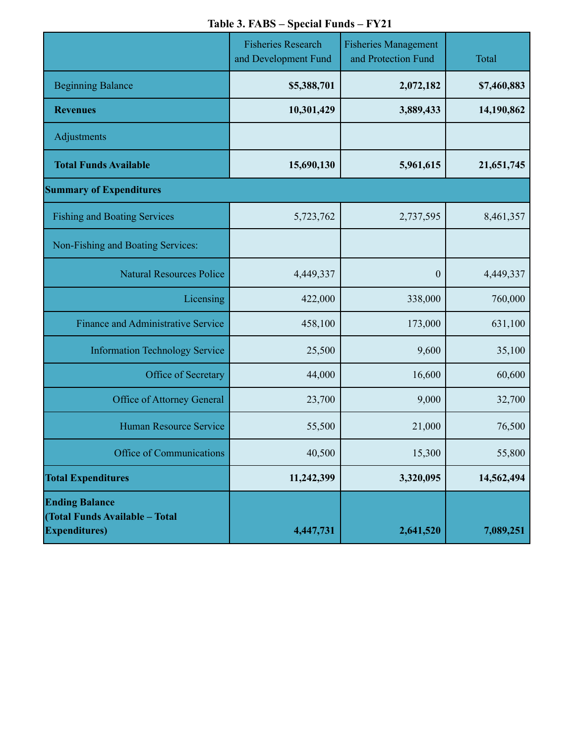**Table 3. FABS – Special Funds – FY21**

| | Fisheries Research and Development Fund | Fisheries Management and Protection Fund | Total |
|---|---|---|---|
| Beginning Balance | **$5,388,701** | **2,072,182** | **$7,460,883** |
| **Revenues** | **10,301,429** | **3,889,433** | **14,190,862** |
| Adjustments | | | |
| **Total Funds Available** | **15,690,130** | **5,961,615** | **21,651,745** |
| **Summary of Expenditures** | | | |
| Fishing and Boating Services | 5,723,762 | 2,737,595 | 8,461,357 |
| Non-Fishing and Boating Services: | | | |
| Natural Resources Police | 4,449,337 | 0 | 4,449,337 |
| Licensing | 422,000 | 338,000 | 760,000 |
| Finance and Administrative Service | 458,100 | 173,000 | 631,100 |
| Information Technology Service | 25,500 | 9,600 | 35,100 |
| Office of Secretary | 44,000 | 16,600 | 60,600 |
| Office of Attorney General | 23,700 | 9,000 | 32,700 |
| Human Resource Service | 55,500 | 21,000 | 76,500 |
| Office of Communications | 40,500 | 15,300 | 55,800 |
| **Total Expenditures** | **11,242,399** | **3,320,095** | **14,562,494** |
| **Ending Balance (Total Funds Available – Total Expenditures)** | **4,447,731** | **2,641,520** | **7,089,251** |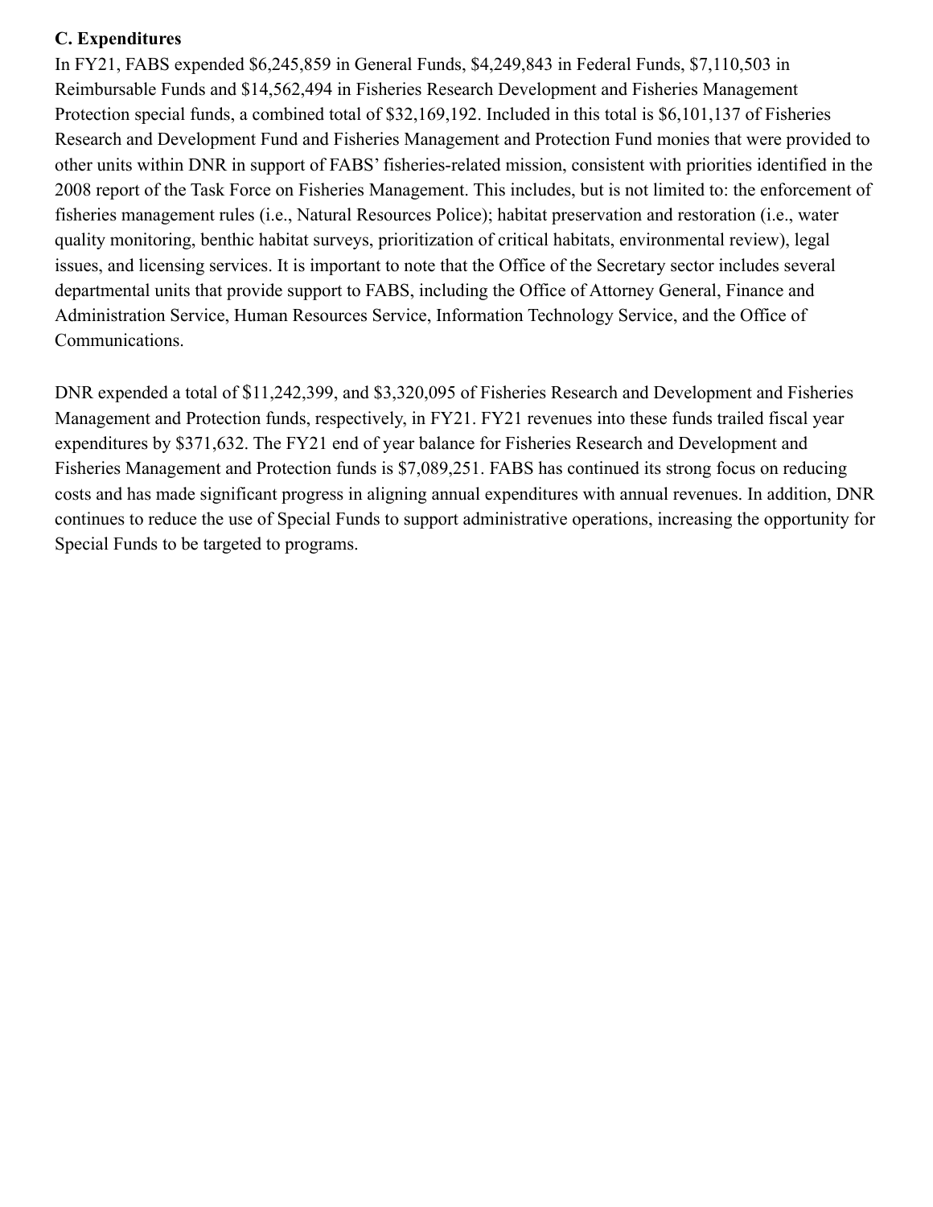### C. Expenditures

In FY21, FABS expended $6,245,859 in General Funds, $4,249,843 in Federal Funds, $7,110,503 in Reimbursable Funds and $14,562,494 in Fisheries Research Development and Fisheries Management Protection special funds, a combined total of $32,169,192. Included in this total is $6,101,137 of Fisheries Research and Development Fund and Fisheries Management and Protection Fund monies that were provided to other units within DNR in support of FABS' fisheries-related mission, consistent with priorities identified in the 2008 report of the Task Force on Fisheries Management. This includes, but is not limited to: the enforcement of fisheries management rules (i.e., Natural Resources Police); habitat preservation and restoration (i.e., water quality monitoring, benthic habitat surveys, prioritization of critical habitats, environmental review), legal issues, and licensing services. It is important to note that the Office of the Secretary sector includes several departmental units that provide support to FABS, including the Office of Attorney General, Finance and Administration Service, Human Resources Service, Information Technology Service, and the Office of Communications.

DNR expended a total of $11,242,399, and $3,320,095 of Fisheries Research and Development and Fisheries Management and Protection funds, respectively, in FY21. FY21 revenues into these funds trailed fiscal year expenditures by $371,632. The FY21 end of year balance for Fisheries Research and Development and Fisheries Management and Protection funds is $7,089,251. FABS has continued its strong focus on reducing costs and has made significant progress in aligning annual expenditures with annual revenues. In addition, DNR continues to reduce the use of Special Funds to support administrative operations, increasing the opportunity for Special Funds to be targeted to programs.